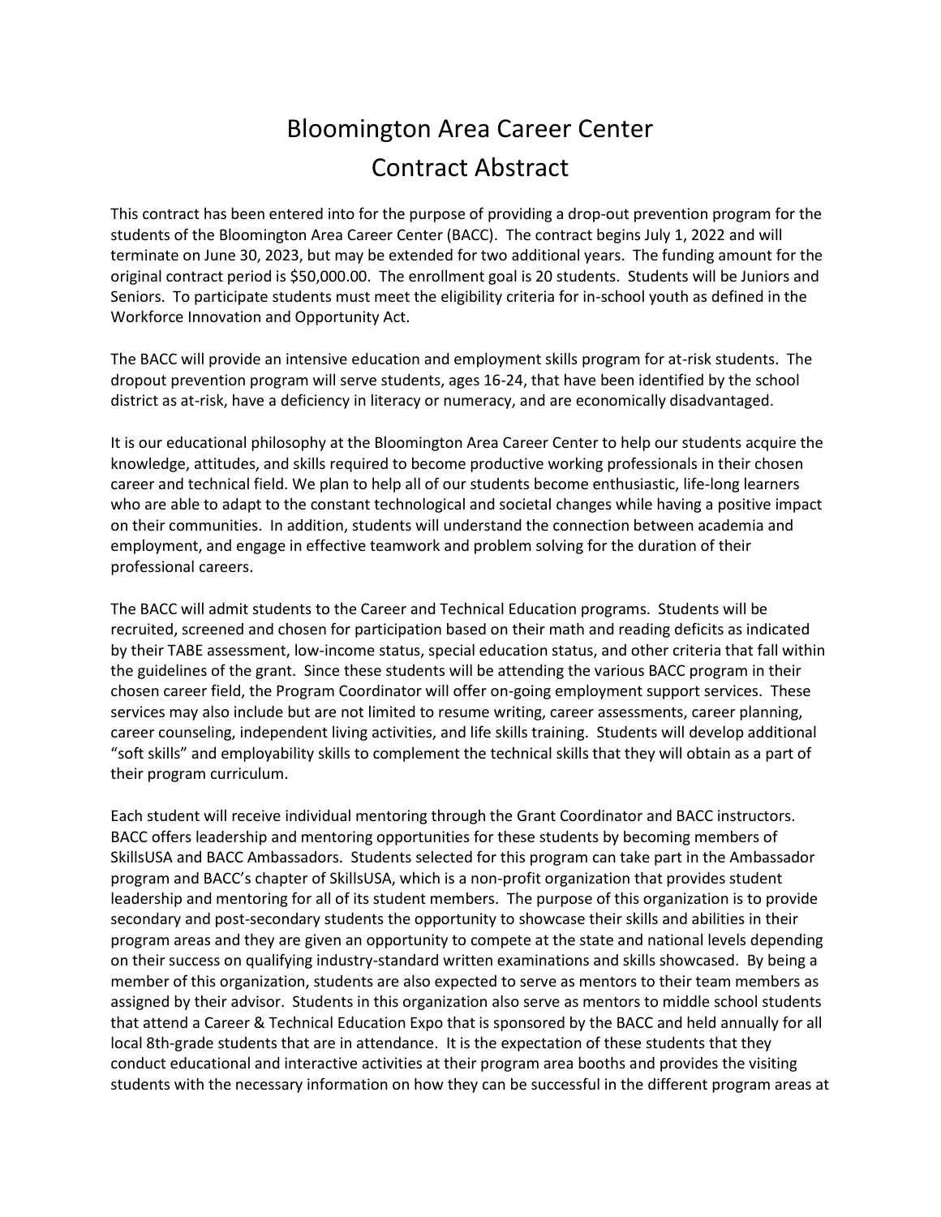# Bloomington Area Career Center
# Contract Abstract

This contract has been entered into for the purpose of providing a drop-out prevention program for the students of the Bloomington Area Career Center (BACC). The contract begins July 1, 2022 and will terminate on June 30, 2023, but may be extended for two additional years. The funding amount for the original contract period is $50,000.00. The enrollment goal is 20 students. Students will be Juniors and Seniors. To participate students must meet the eligibility criteria for in-school youth as defined in the Workforce Innovation and Opportunity Act.

The BACC will provide an intensive education and employment skills program for at-risk students. The dropout prevention program will serve students, ages 16-24, that have been identified by the school district as at-risk, have a deficiency in literacy or numeracy, and are economically disadvantaged.

It is our educational philosophy at the Bloomington Area Career Center to help our students acquire the knowledge, attitudes, and skills required to become productive working professionals in their chosen career and technical field. We plan to help all of our students become enthusiastic, life-long learners who are able to adapt to the constant technological and societal changes while having a positive impact on their communities. In addition, students will understand the connection between academia and employment, and engage in effective teamwork and problem solving for the duration of their professional careers.

The BACC will admit students to the Career and Technical Education programs. Students will be recruited, screened and chosen for participation based on their math and reading deficits as indicated by their TABE assessment, low-income status, special education status, and other criteria that fall within the guidelines of the grant. Since these students will be attending the various BACC program in their chosen career field, the Program Coordinator will offer on-going employment support services. These services may also include but are not limited to resume writing, career assessments, career planning, career counseling, independent living activities, and life skills training. Students will develop additional "soft skills" and employability skills to complement the technical skills that they will obtain as a part of their program curriculum.

Each student will receive individual mentoring through the Grant Coordinator and BACC instructors. BACC offers leadership and mentoring opportunities for these students by becoming members of SkillsUSA and BACC Ambassadors. Students selected for this program can take part in the Ambassador program and BACC's chapter of SkillsUSA, which is a non-profit organization that provides student leadership and mentoring for all of its student members. The purpose of this organization is to provide secondary and post-secondary students the opportunity to showcase their skills and abilities in their program areas and they are given an opportunity to compete at the state and national levels depending on their success on qualifying industry-standard written examinations and skills showcased. By being a member of this organization, students are also expected to serve as mentors to their team members as assigned by their advisor. Students in this organization also serve as mentors to middle school students that attend a Career & Technical Education Expo that is sponsored by the BACC and held annually for all local 8th-grade students that are in attendance. It is the expectation of these students that they conduct educational and interactive activities at their program area booths and provides the visiting students with the necessary information on how they can be successful in the different program areas at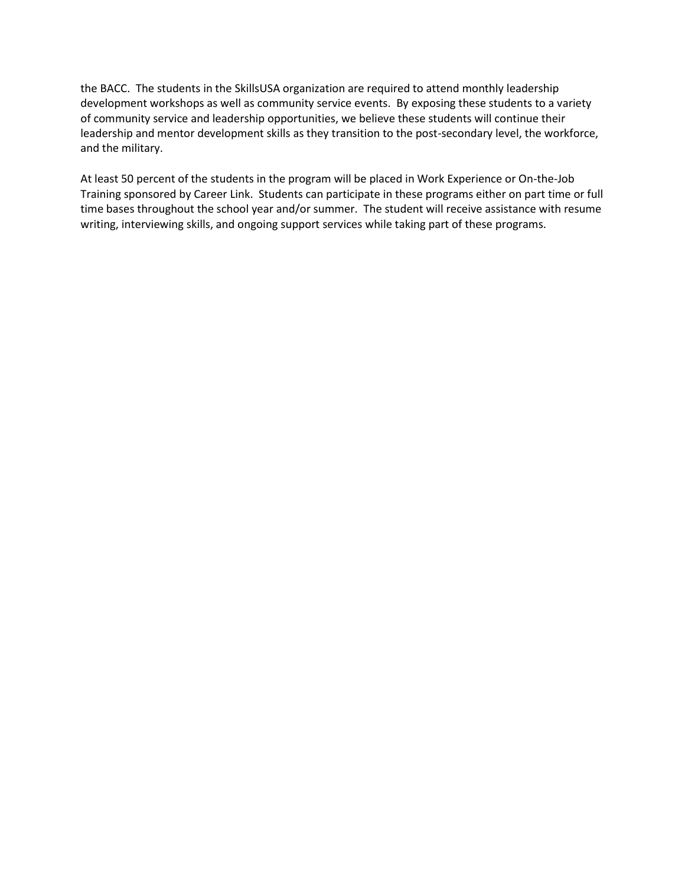the BACC. The students in the SkillsUSA organization are required to attend monthly leadership development workshops as well as community service events. By exposing these students to a variety of community service and leadership opportunities, we believe these students will continue their leadership and mentor development skills as they transition to the post-secondary level, the workforce, and the military.

At least 50 percent of the students in the program will be placed in Work Experience or On-the-Job Training sponsored by Career Link. Students can participate in these programs either on part time or full time bases throughout the school year and/or summer. The student will receive assistance with resume writing, interviewing skills, and ongoing support services while taking part of these programs.